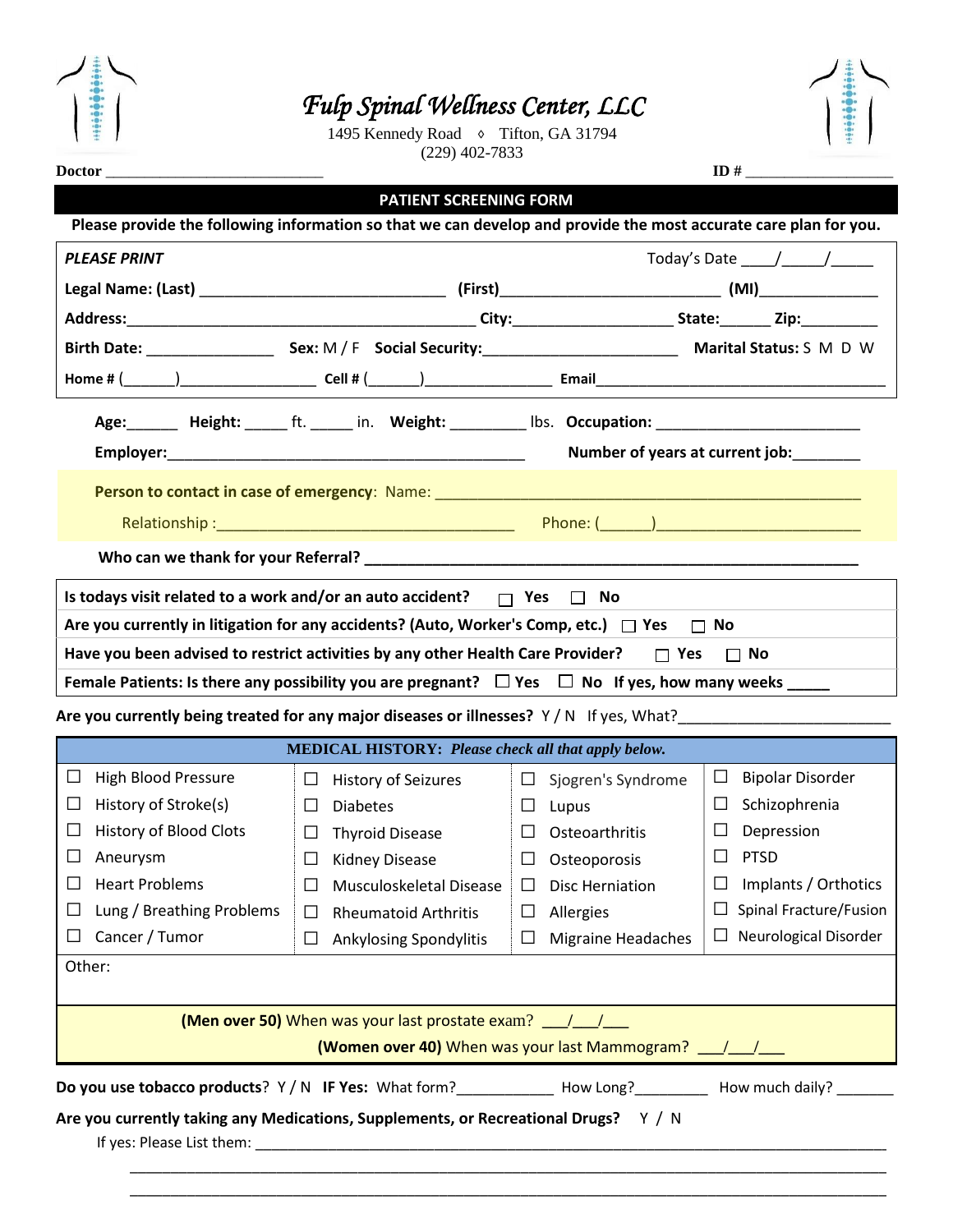# Fulp Spinal Wellness Center, LLC

1495 Kennedy Road ◊ Tifton, GA 31794
(229) 402-7833

**Doctor** ____________________________ **ID #** ____________________

## PATIENT SCREENING FORM

**Please provide the following information so that we can develop and provide the most accurate care plan for you.**

***PLEASE PRINT*** Today's Date ____/_____/_____

**Legal Name: (Last)** ____________________________ **(First)**_________________________ **(MI)**______________

**Address:**________________________________________ **City:**__________________ **State:**______ **Zip:**_________

**Birth Date:** _______________ **Sex:** M / F **Social Security:**______________________ **Marital Status:** S M D W

**Home #** (______)________________ **Cell #** (______)_______________ **Email**___________________________________

**Age:**______ **Height:** _____ ft. _____ in. **Weight:** _________ lbs. **Occupation:** ________________________

**Employer:**___________________________________________ **Number of years at current job:**________

**Person to contact in case of emergency**: Name: ____________________________________________________

Relationship :___________________________________ Phone: (______)________________________

**Who can we thank for your Referral?** ____________________________________________________________

**Is todays visit related to a work and/or an auto accident?** ☐ **Yes** ☐ **No**

**Are you currently in litigation for any accidents? (Auto, Worker's Comp, etc.)** ☐ **Yes** ☐ **No**

**Have you been advised to restrict activities by any other Health Care Provider?** ☐ **Yes** ☐ **No**

**Female Patients: Is there any possibility you are pregnant?** ☐ **Yes** ☐ **No If yes, how many weeks** _____

**Are you currently being treated for any major diseases or illnesses?** Y / N If yes, What?_________________________

**MEDICAL HISTORY:** ***Please check all that apply below.***

| | | | |
|---|---|---|---|
| ☐ High Blood Pressure | ☐ History of Seizures | ☐ Sjogren's Syndrome | ☐ Bipolar Disorder |
| ☐ History of Stroke(s) | ☐ Diabetes | ☐ Lupus | ☐ Schizophrenia |
| ☐ History of Blood Clots | ☐ Thyroid Disease | ☐ Osteoarthritis | ☐ Depression |
| ☐ Aneurysm | ☐ Kidney Disease | ☐ Osteoporosis | ☐ PTSD |
| ☐ Heart Problems | ☐ Musculoskeletal Disease | ☐ Disc Herniation | ☐ Implants / Orthotics |
| ☐ Lung / Breathing Problems | ☐ Rheumatoid Arthritis | ☐ Allergies | ☐ Spinal Fracture/Fusion |
| ☐ Cancer / Tumor | ☐ Ankylosing Spondylitis | ☐ Migraine Headaches | ☐ Neurological Disorder |

Other:

**(Men over 50)** When was your last prostate exam? ___/___/___

**(Women over 40)** When was your last Mammogram? ___/___/___

**Do you use tobacco products**? Y / N **IF Yes:** What form?___________ How Long?_________ How much daily? _______

**Are you currently taking any Medications, Supplements, or Recreational Drugs?** Y / N

If yes: Please List them: ________________________________________________________________________________

________________________________________________________________________________

________________________________________________________________________________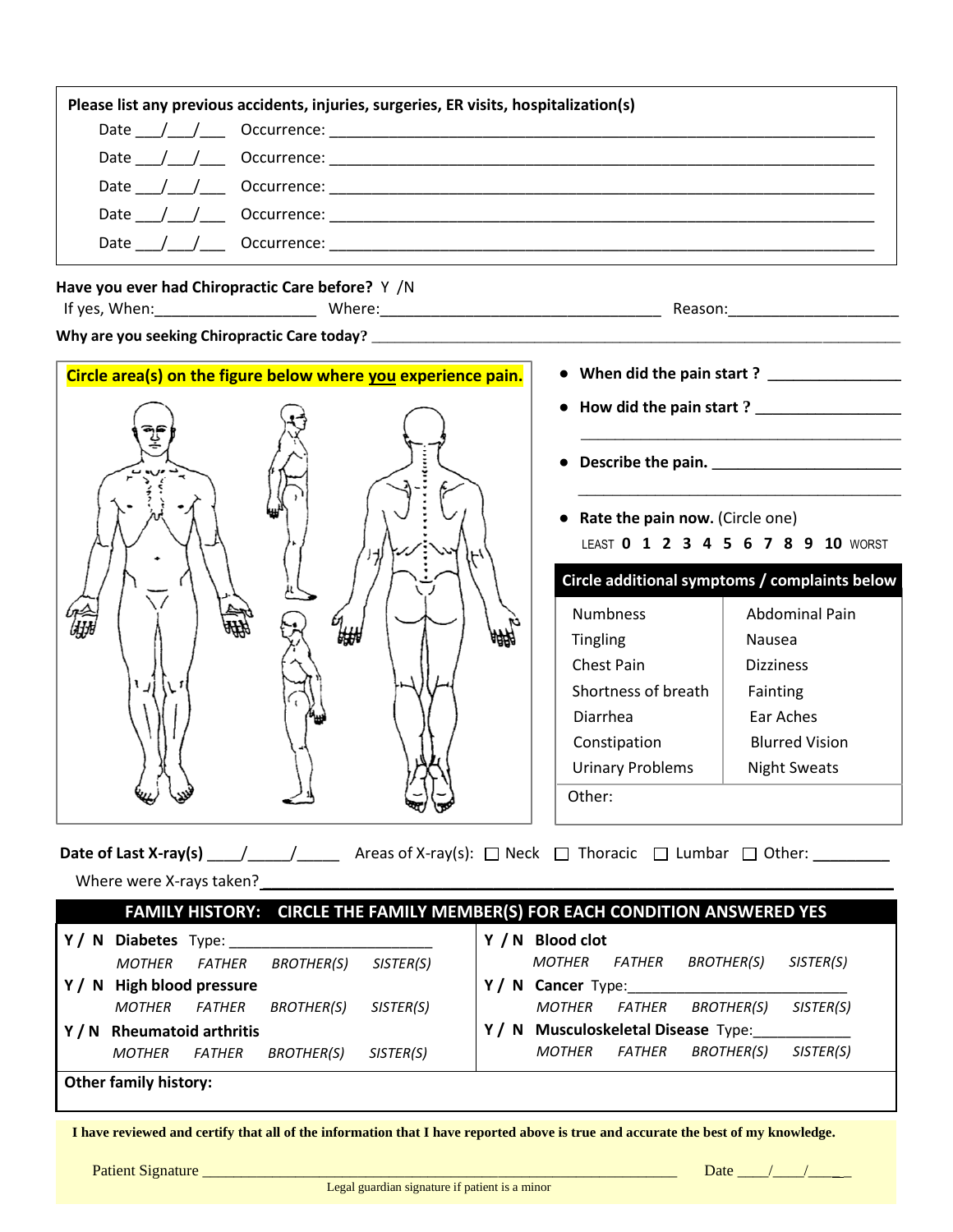**Please list any previous accidents, injuries, surgeries, ER visits, hospitalization(s)**

Date ___/___/___ Occurrence: ___________________________________________________________________

Date ___/___/___ Occurrence: ___________________________________________________________________

Date ___/___/___ Occurrence: ___________________________________________________________________

Date ___/___/___ Occurrence: ___________________________________________________________________

Date ___/___/___ Occurrence: ___________________________________________________________________

**Have you ever had Chiropractic Care before?** Y /N

If yes, When:___________________ Where:_________________________________ Reason:____________________

**Why are you seeking Chiropractic Care today?** ______________________________________________________________

**Circle area(s) on the figure below where you experience pain.**

- **When did the pain start ?** _______________
- **How did the pain start ?** ________________ ____________________________________
- **Describe the pain.** ______________________ ____________________________________
- **Rate the pain now.** (Circle one)

  LEAST **0 1 2 3 4 5 6 7 8 9 10** WORST

**Circle additional symptoms / complaints below**

| | |
|---|---|
| Numbness | Abdominal Pain |
| Tingling | Nausea |
| Chest Pain | Dizziness |
| Shortness of breath | Fainting |
| Diarrhea | Ear Aches |
| Constipation | Blurred Vision |
| Urinary Problems | Night Sweats |
| Other: | |

**Date of Last X-ray(s)** ____/_____/_____ Areas of X-ray(s): ☐ Neck ☐ Thoracic ☐ Lumbar ☐ Other: _________

Where were X-rays taken?___________________________________________________________________

**FAMILY HISTORY: CIRCLE THE FAMILY MEMBER(S) FOR EACH CONDITION ANSWERED YES**

| | |
|---|---|
| **Y / N Diabetes** Type: ________________________ | **Y / N Blood clot** |
| *MOTHER FATHER BROTHER(S) SISTER(S)* | *MOTHER FATHER BROTHER(S) SISTER(S)* |
| **Y / N High blood pressure** | **Y / N Cancer** Type:__________________________ |
| *MOTHER FATHER BROTHER(S) SISTER(S)* | *MOTHER FATHER BROTHER(S) SISTER(S)* |
| **Y / N Rheumatoid arthritis** | **Y / N Musculoskeletal Disease** Type:___________ |
| *MOTHER FATHER BROTHER(S) SISTER(S)* | *MOTHER FATHER BROTHER(S) SISTER(S)* |

**Other family history:**

**I have reviewed and certify that all of the information that I have reported above is true and accurate the best of my knowledge.**

Patient Signature ___________________________________________________________ Date ____/____/____

Legal guardian signature if patient is a minor